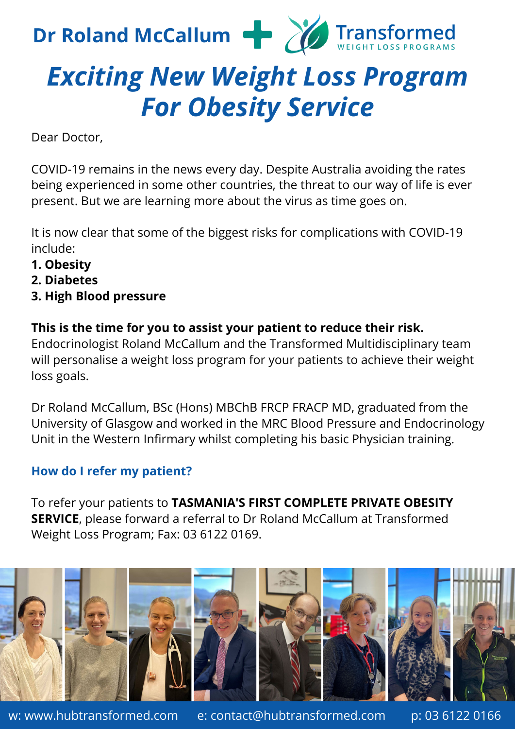Dr Roland McCallum + Transformed WEIGHT LOSS PROGRAMS

# *Exciting New Weight Loss Program For Obesity Service*

Dear Doctor,

COVID-19 remains in the news every day. Despite Australia avoiding the rates being experienced in some other countries, the threat to our way of life is ever present. But we are learning more about the virus as time goes on.

It is now clear that some of the biggest risks for complications with COVID-19 include:

1. **Obesity**
2. **Diabetes**
3. **High Blood pressure**

**This is the time for you to assist your patient to reduce their risk.** Endocrinologist Roland McCallum and the Transformed Multidisciplinary team will personalise a weight loss program for your patients to achieve their weight loss goals.

Dr Roland McCallum, BSc (Hons) MBChB FRCP FRACP MD, graduated from the University of Glasgow and worked in the MRC Blood Pressure and Endocrinology Unit in the Western Infirmary whilst completing his basic Physician training.

### How do I refer my patient?

To refer your patients to **TASMANIA'S FIRST COMPLETE PRIVATE OBESITY SERVICE**, please forward a referral to Dr Roland McCallum at Transformed Weight Loss Program; Fax: 03 6122 0169.

w: www.hubtransformed.com e: contact@hubtransformed.com p: 03 6122 0166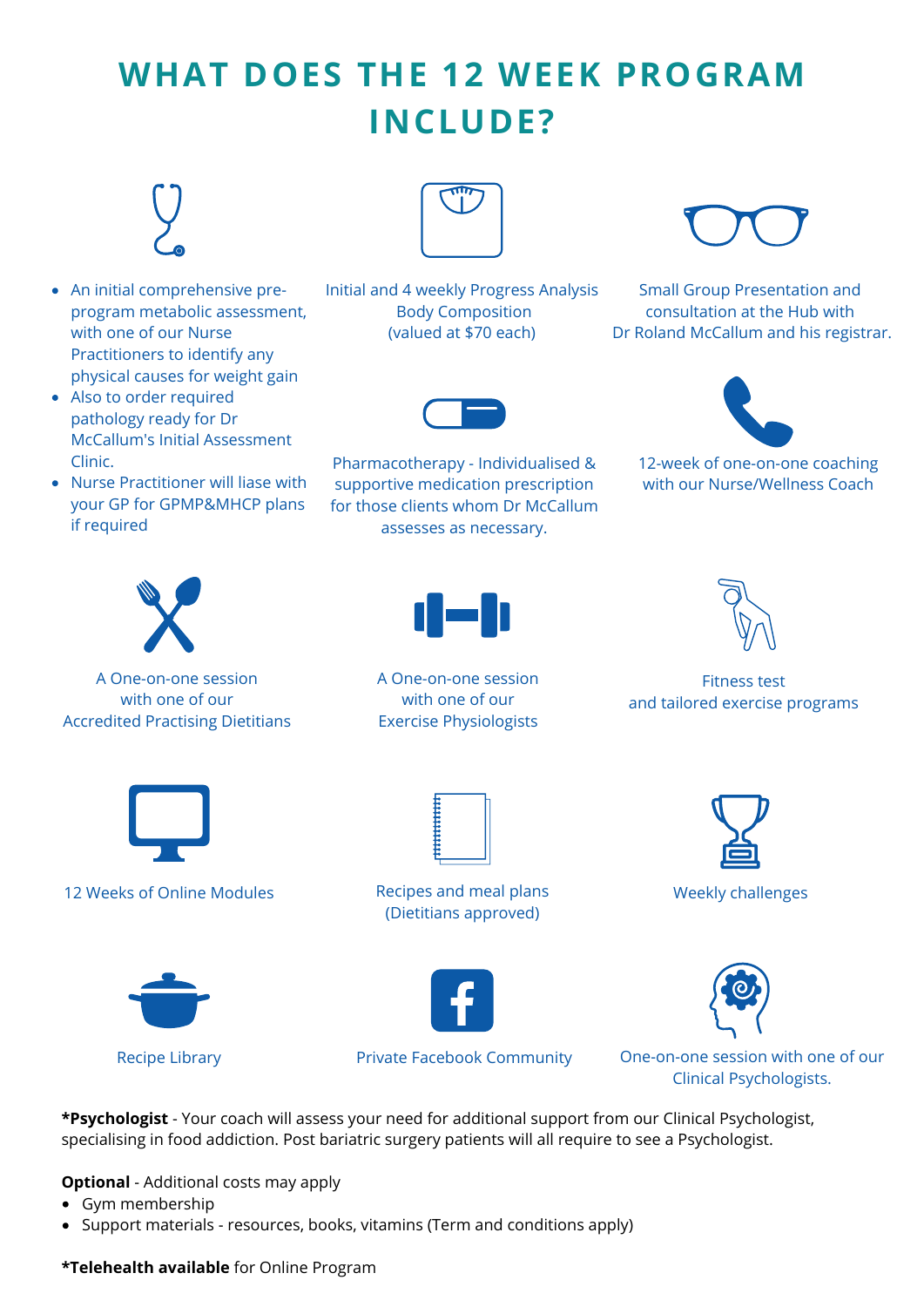# WHAT DOES THE 12 WEEK PROGRAM INCLUDE?

- An initial comprehensive pre-program metabolic assessment, with one of our Nurse Practitioners to identify any physical causes for weight gain
- Also to order required pathology ready for Dr McCallum's Initial Assessment Clinic.
- Nurse Practitioner will liase with your GP for GPMP&MHCP plans if required

Initial and 4 weekly Progress Analysis Body Composition (valued at $70 each)

Small Group Presentation and consultation at the Hub with Dr Roland McCallum and his registrar.

Pharmacotherapy - Individualised & supportive medication prescription for those clients whom Dr McCallum assesses as necessary.

12-week of one-on-one coaching with our Nurse/Wellness Coach

A One-on-one session with one of our Accredited Practising Dietitians

A One-on-one session with one of our Exercise Physiologists

Fitness test and tailored exercise programs

12 Weeks of Online Modules

Recipes and meal plans (Dietitians approved)

Weekly challenges

Recipe Library

Private Facebook Community

One-on-one session with one of our Clinical Psychologists.

***Psychologist** - Your coach will assess your need for additional support from our Clinical Psychologist, specialising in food addiction. Post bariatric surgery patients will all require to see a Psychologist.

**Optional** - Additional costs may apply

- Gym membership
- Support materials - resources, books, vitamins (Term and conditions apply)

***Telehealth available** for Online Program